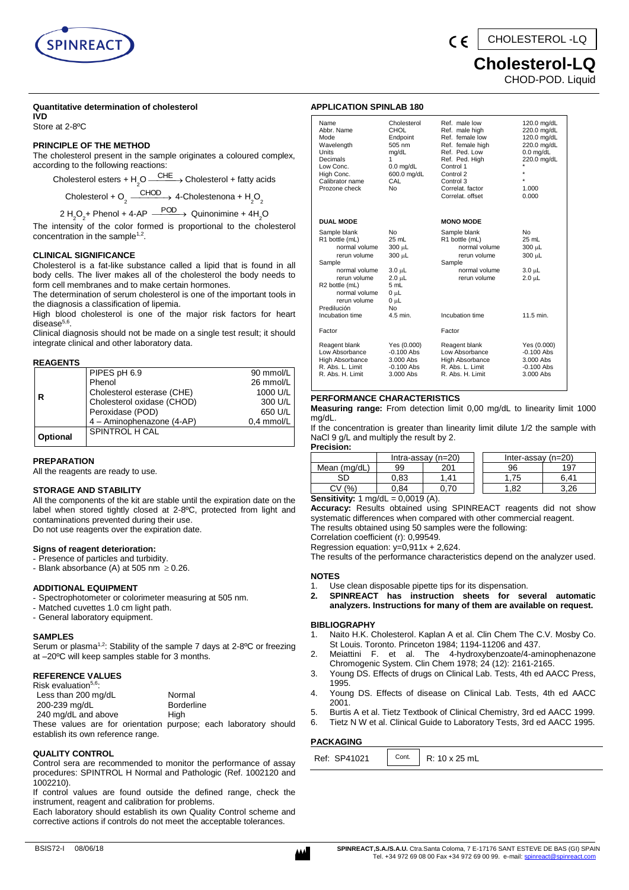SPINREACT

CE | CHOLESTEROL -LQ

# Cholesterol-LQ

CHOD-POD. Liquid

**Quantitative determination of cholesterol**
**IVD**
Store at 2-8ºC

### PRINCIPLE OF THE METHOD

The cholesterol present in the sample originates a coloured complex, according to the following reactions:

$$\text{Cholesterol esters} + H_2O \xrightarrow{CHE} \text{Cholesterol} + \text{fatty acids}$$

$$\text{Cholesterol} + O_2 \xrightarrow{CHOD} \text{4-Cholestenona} + H_2O_2$$

$$2\,H_2O_2 + \text{Phenol} + \text{4-AP} \xrightarrow{POD} \text{Quinonimine} + 4H_2O$$

The intensity of the color formed is proportional to the cholesterol concentration in the sample[1,2].

### CLINICAL SIGNIFICANCE

Cholesterol is a fat-like substance called a lipid that is found in all body cells. The liver makes all of the cholesterol the body needs to form cell membranes and to make certain hormones.

The determination of serum cholesterol is one of the important tools in the diagnosis a classification of lipemia.

High blood cholesterol is one of the major risk factors for heart disease[5,6].

Clinical diagnosis should not be made on a single test result; it should integrate clinical and other laboratory data.

### REAGENTS

| | | |
|---|---|---|
| R | PIPES pH 6.9 | 90 mmol/L |
| | Phenol | 26 mmol/L |
| | Cholesterol esterase (CHE) | 1000 U/L |
| | Cholesterol oxidase (CHOD) | 300 U/L |
| | Peroxidase (POD) | 650 U/L |
| | 4 – Aminophenazone (4-AP) | 0,4 mmol/L |
| **Optional** | SPINTROL H CAL | |

### PREPARATION

All the reagents are ready to use.

### STORAGE AND STABILITY

All the components of the kit are stable until the expiration date on the label when stored tightly closed at 2-8ºC, protected from light and contaminations prevented during their use.

Do not use reagents over the expiration date.

#### Signs of reagent deterioration:

- Presence of particles and turbidity.
- Blank absorbance (A) at 505 nm $\geq$ 0.26.

### ADDITIONAL EQUIPMENT

- Spectrophotometer or colorimeter measuring at 505 nm.
- Matched cuvettes 1.0 cm light path.
- General laboratory equipment.

### SAMPLES

Serum or plasma[1,2]: Stability of the sample 7 days at 2-8ºC or freezing at –20ºC will keep samples stable for 3 months.

### REFERENCE VALUES

Risk evaluation[5,6]:

| | |
|---|---|
| Less than 200 mg/dL | Normal |
| 200-239 mg/dL | Borderline |
| 240 mg/dL and above | High |

These values are for orientation purpose; each laboratory should establish its own reference range.

### QUALITY CONTROL

Control sera are recommended to monitor the performance of assay procedures: SPINTROL H Normal and Pathologic (Ref. 1002120 and 1002210).

If control values are found outside the defined range, check the instrument, reagent and calibration for problems.

Each laboratory should establish its own Quality Control scheme and corrective actions if controls do not meet the acceptable tolerances.

### APPLICATION SPINLAB 180

| | | | |
|---|---|---|---|
| Name | Cholesterol | Ref. male low | 120.0 mg/dL |
| Abbr. Name | CHOL | Ref. male high | 220.0 mg/dL |
| Mode | Endpoint | Ref. female low | 120.0 mg/dL |
| Wavelength | 505 nm | Ref. female high | 220.0 mg/dL |
| Units | mg/dL | Ref. Ped. Low | 0.0 mg/dL |
| Decimals | 1 | Ref. Ped. High | 220.0 mg/dL |
| Low Conc. | 0.0 mg/dL | Control 1 | * |
| High Conc. | 600.0 mg/dL | Control 2 | * |
| Calibrator name | CAL | Control 3 | * |
| Prozone check | No | Correlat. factor | 1.000 |
| | | Correlat. offset | 0.000 |

| DUAL MODE | | MONO MODE | |
|---|---|---|---|
| Sample blank | No | Sample blank | No |
| R1 bottle (mL) | 25 mL | R1 bottle (mL) | 25 mL |
| normal volume | 300 µL | normal volume | 300 µL |
| rerun volume | 300 µL | rerun volume | 300 µL |
| Sample | | Sample | |
| normal volume | 3.0 µL | normal volume | 3.0 µL |
| rerun volume | 2.0 µL | rerun volume | 2.0 µL |
| R2 bottle (mL) | 5 mL | | |
| normal volume | 0 µL | | |
| rerun volume | 0 µL | | |
| Predilución | No | | |
| Incubation time | 4.5 min. | Incubation time | 11.5 min. |
| Factor | | Factor | |
| Reagent blank | Yes (0.000) | Reagent blank | Yes (0.000) |
| Low Absorbance | -0.100 Abs | Low Absorbance | -0.100 Abs |
| High Absorbance | 3.000 Abs | High Absorbance | 3.000 Abs |
| R. Abs. L. Limit | -0.100 Abs | R. Abs. L. Limit | -0.100 Abs |
| R. Abs. H. Limit | 3.000 Abs | R. Abs. H. Limit | 3.000 Abs |

### PERFORMANCE CHARACTERISTICS

**Measuring range:** From detection limit 0,00 mg/dL to linearity limit 1000 mg/dL.

If the concentration is greater than linearity limit dilute 1/2 the sample with NaCl 9 g/L and multiply the result by 2.

**Precision:**

| | Intra-assay (n=20) | | Inter-assay (n=20) | |
|---|---|---|---|---|
| Mean (mg/dL) | 99 | 201 | 96 | 197 |
| SD | 0,83 | 1,41 | 1,75 | 6,41 |
| CV (%) | 0,84 | 0,70 | 1,82 | 3,26 |

**Sensitivity:** 1 mg/dL = 0,0019 (A).

**Accuracy:** Results obtained using SPINREACT reagents did not show systematic differences when compared with other commercial reagent.

The results obtained using 50 samples were the following:

Correlation coefficient (r): 0,99549.

Regression equation: y=0,911x + 2,624.

The results of the performance characteristics depend on the analyzer used.

### NOTES

1. Use clean disposable pipette tips for its dispensation.
2. **SPINREACT has instruction sheets for several automatic analyzers. Instructions for many of them are available on request.**

### BIBLIOGRAPHY

1. Naito H.K. Cholesterol. Kaplan A et al. Clin Chem The C.V. Mosby Co. St Louis. Toronto. Princeton 1984; 1194-11206 and 437.
2. Meiattini F. et al. The 4-hydroxybenzoate/4-aminophenazone Chromogenic System. Clin Chem 1978; 24 (12): 2161-2165.
3. Young DS. Effects of drugs on Clinical Lab. Tests, 4th ed AACC Press, 1995.
4. Young DS. Effects of disease on Clinical Lab. Tests, 4th ed AACC 2001.
5. Burtis A et al. Tietz Textbook of Clinical Chemistry, 3rd ed AACC 1999.
6. Tietz N W et al. Clinical Guide to Laboratory Tests, 3rd ed AACC 1995.

### PACKAGING

| Ref: SP41021 | Cont. | R: 10 x 25 mL |
|---|---|---|

BSIS72-I 08/06/18

**SPINREACT,S.A./S.A.U.** Ctra.Santa Coloma, 7 E-17176 SANT ESTEVE DE BAS (GI) SPAIN
Tel. +34 972 69 08 00 Fax +34 972 69 00 99. e-mail: spinreact@spinreact.com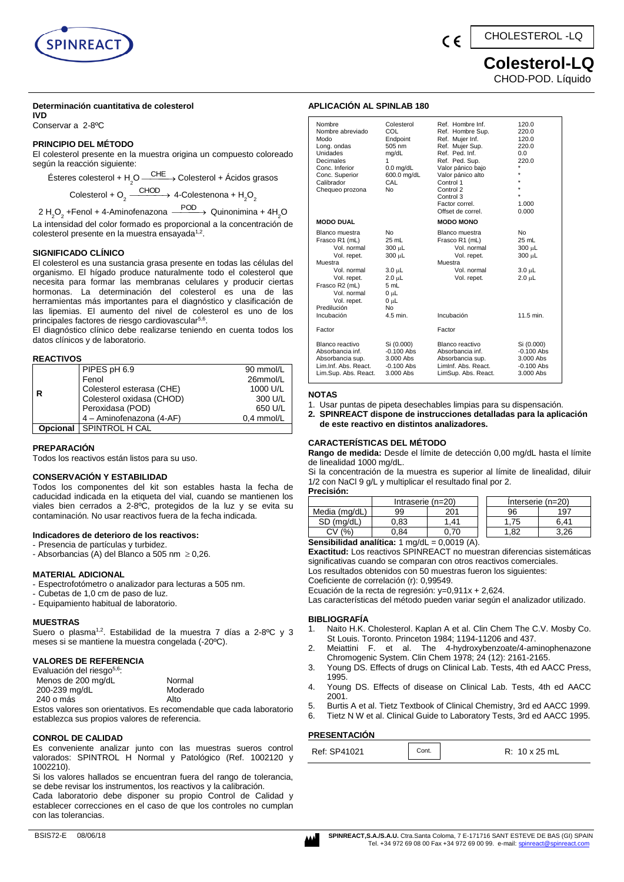CHOLESTEROL -LQ

# Colesterol-LQ

CHOD-POD. Líquido

**Determinación cuantitativa de colesterol**
**IVD**
Conservar a 2-8ºC

## PRINCIPIO DEL MÉTODO

El colesterol presente en la muestra origina un compuesto coloreado según la reacción siguiente:

$$\text{Ésteres colesterol} + H_2O \xrightarrow{CHE} \text{Colesterol} + \text{Ácidos grasos}$$

$$\text{Colesterol} + O_2 \xrightarrow{CHOD} \text{4-Colestenona} + H_2O_2$$

$$2\,H_2O_2 + \text{Fenol} + \text{4-Aminofenazona} \xrightarrow{POD} \text{Quinonimina} + 4H_2O$$

La intensidad del color formado es proporcional a la concentración de colesterol presente en la muestra ensayada[1,2].

## SIGNIFICADO CLÍNICO

El colesterol es una sustancia grasa presente en todas las células del organismo. El hígado produce naturalmente todo el colesterol que necesita para formar las membranas celulares y producir ciertas hormonas. La determinación del colesterol es una de las herramientas más importantes para el diagnóstico y clasificación de las lipemias. El aumento del nivel de colesterol es uno de los principales factores de riesgo cardiovascular[5,6].

El diagnóstico clínico debe realizarse teniendo en cuenta todos los datos clínicos y de laboratorio.

## REACTIVOS

| | | |
|---|---|---|
| R | PIPES pH 6.9 | 90 mmol/L |
| | Fenol | 26mmol/L |
| | Colesterol esterasa (CHE) | 1000 U/L |
| | Colesterol oxidasa (CHOD) | 300 U/L |
| | Peroxidasa (POD) | 650 U/L |
| | 4 – Aminofenazona (4-AF) | 0,4 mmol/L |
| **Opcional** | SPINTROL H CAL | |

## PREPARACIÓN

Todos los reactivos están listos para su uso.

## CONSERVACIÓN Y ESTABILIDAD

Todos los componentes del kit son estables hasta la fecha de caducidad indicada en la etiqueta del vial, cuando se mantienen los viales bien cerrados a 2-8ºC, protegidos de la luz y se evita su contaminación. No usar reactivos fuera de la fecha indicada.

### Indicadores de deterioro de los reactivos:

- Presencia de partículas y turbidez.
- Absorbancias (A) del Blanco a 505 nm $\geq 0{,}26$.

## MATERIAL ADICIONAL

- Espectrofotómetro o analizador para lecturas a 505 nm.
- Cubetas de 1,0 cm de paso de luz.
- Equipamiento habitual de laboratorio.

## MUESTRAS

Suero o plasma[1,2]. Estabilidad de la muestra 7 días a 2-8ºC y 3 meses si se mantiene la muestra congelada (-20ºC).

## VALORES DE REFERENCIA

Evaluación del riesgo[5,6]:

| | |
|---|---|
| Menos de 200 mg/dL | Normal |
| 200-239 mg/dL | Moderado |
| 240 o más | Alto |

Estos valores son orientativos. Es recomendable que cada laboratorio establezca sus propios valores de referencia.

## CONROL DE CALIDAD

Es conveniente analizar junto con las muestras sueros control valorados: SPINTROL H Normal y Patológico (Ref. 1002120 y 1002210).

Si los valores hallados se encuentran fuera del rango de tolerancia, se debe revisar los instrumentos, los reactivos y la calibración.

Cada laboratorio debe disponer su propio Control de Calidad y establecer correcciones en el caso de que los controles no cumplan con las tolerancias.

## APLICACIÓN AL SPINLAB 180

| | | | |
|---|---|---|---|
| Nombre | Colesterol | Ref. Hombre Inf. | 120.0 |
| Nombre abreviado | COL | Ref. Hombre Sup. | 220.0 |
| Modo | Endpoint | Ref. Mujer Inf. | 120.0 |
| Long. ondas | 505 nm | Ref. Mujer Sup. | 220.0 |
| Unidades | mg/dL | Ref. Ped. Inf. | 0.0 |
| Decimales | 1 | Ref. Ped. Sup. | 220.0 |
| Conc. Inferior | 0.0 mg/dL | Valor pánico bajo | * |
| Conc. Superior | 600.0 mg/dL | Valor pánico alto | * |
| Calibrador | CAL | Control 1 | * |
| Chequeo prozona | No | Control 2 | * |
| | | Control 3 | * |
| | | Factor correl. | 1.000 |
| | | Offset de correl. | 0.000 |
| **MODO DUAL** | | **MODO MONO** | |
| Blanco muestra | No | Blanco muestra | No |
| Frasco R1 (mL) | 25 mL | Frasco R1 (mL) | 25 mL |
| Vol. normal | 300 µL | Vol. normal | 300 µL |
| Vol. repet. | 300 µL | Vol. repet. | 300 µL |
| Muestra | | Muestra | |
| Vol. normal | 3.0 µL | Vol. normal | 3.0 µL |
| Vol. repet. | 2.0 µL | Vol. repet. | 2.0 µL |
| Frasco R2 (mL) | 5 mL | | |
| Vol. normal | 0 µL | | |
| Vol. repet. | 0 µL | | |
| Predilución | No | | |
| Incubación | 4.5 min. | Incubación | 11.5 min. |
| Factor | | Factor | |
| Blanco reactivo | Si (0.000) | Blanco reactivo | Si (0.000) |
| Absorbancia inf. | -0.100 Abs | Absorbancia inf. | -0.100 Abs |
| Absorbancia sup. | 3.000 Abs | Absorbancia sup. | 3.000 Abs |
| Lim.Inf. Abs. React. | -0.100 Abs | LimInf. Abs. React. | -0.100 Abs |
| Lim.Sup. Abs. React. | 3.000 Abs | LimSup. Abs. React. | 3.000 Abs |

## NOTAS

1. Usar puntas de pipeta desechables limpias para su dispensación.
2. **SPINREACT dispone de instrucciones detalladas para la aplicación de este reactivo en distintos analizadores.**

## CARACTERÍSTICAS DEL MÉTODO

**Rango de medida:** Desde el límite de detección 0,00 mg/dL hasta el límite de linealidad 1000 mg/dL.

Si la concentración de la muestra es superior al límite de linealidad, diluir 1/2 con NaCl 9 g/L y multiplicar el resultado final por 2.

**Precisión:**

| | Intraserie (n=20) | | Interserie (n=20) | |
|---|---|---|---|---|
| Media (mg/dL) | 99 | 201 | 96 | 197 |
| SD (mg/dL) | 0,83 | 1,41 | 1,75 | 6,41 |
| CV (%) | 0,84 | 0,70 | 1,82 | 3,26 |

**Sensibilidad analítica:** 1 mg/dL = 0,0019 (A).

**Exactitud:** Los reactivos SPINREACT no muestran diferencias sistemáticas significativas cuando se comparan con otros reactivos comerciales.

Los resultados obtenidos con 50 muestras fueron los siguientes:

Coeficiente de correlación (r): 0,99549.

Ecuación de la recta de regresión: $y=0{,}911x + 2{,}624$.

Las características del método pueden variar según el analizador utilizado.

## BIBLIOGRAFÍA

1. Naito H.K. Cholesterol. Kaplan A et al. Clin Chem The C.V. Mosby Co. St Louis. Toronto. Princeton 1984; 1194-11206 and 437.
2. Meiattini F. et al. The 4-hydroxybenzoate/4-aminophenazone Chromogenic System. Clin Chem 1978; 24 (12): 2161-2165.
3. Young DS. Effects of drugs on Clinical Lab. Tests, 4th ed AACC Press, 1995.
4. Young DS. Effects of disease on Clinical Lab. Tests, 4th ed AACC 2001.
5. Burtis A et al. Tietz Textbook of Clinical Chemistry, 3rd ed AACC 1999.
6. Tietz N W et al. Clinical Guide to Laboratory Tests, 3rd ed AACC 1995.

## PRESENTACIÓN

| | | |
|---|---|---|
| Ref: SP41021 | Cont. | R: 10 x 25 mL |

BSIS72-E 08/06/18

**SPINREACT,S.A./S.A.U.** Ctra.Santa Coloma, 7 E-171716 SANT ESTEVE DE BAS (GI) SPAIN
Tel. +34 972 69 08 00 Fax +34 972 69 00 99. e-mail: spinreact@spinreact.com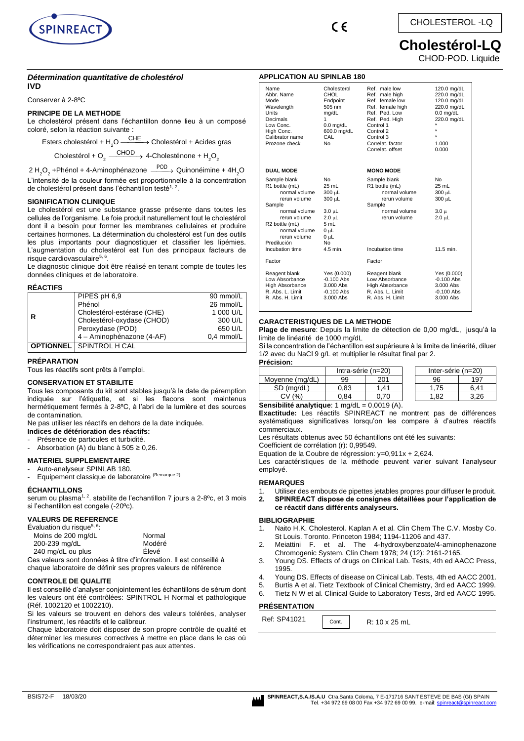# Cholestérol-LQ

CHOD-POD. Liquide

CHOLESTEROL -LQ

***Détermination quantitative de cholestérol***

**IVD**

Conserver à 2-8ºC

### PRINCIPE DE LA METHODE

Le cholestérol présent dans l'échantillon donne lieu à un composé coloré, selon la réaction suivante :

$$\text{Esters cholestérol} + H_2O \xrightarrow{CHE} \text{Cholestérol} + \text{Acides gras}$$

$$\text{Cholestérol} + O_2 \xrightarrow{CHOD} \text{4-Cholesténone} + H_2O_2$$

$$2\,H_2O_2 + \text{Phénol} + \text{4-Aminophénazone} \xrightarrow{POD} \text{Quinonéimine} + 4H_2O$$

L'intensité de la couleur formée est proportionnelle à la concentration de cholestérol présent dans l'échantillon testé[1, 2].

### SIGNIFICATION CLINIQUE

Le cholestérol est une substance grasse présente dans toutes les cellules de l'organisme. Le foie produit naturellement tout le cholestérol dont il a besoin pour former les membranes cellulaires et produire certaines hormones. La détermination du cholestérol est l'un des outils les plus importants pour diagnostiquer et classifier les lipémies. L'augmentation du cholestérol est l'un des principaux facteurs de risque cardiovasculaire[5, 6].

Le diagnostic clinique doit être réalisé en tenant compte de toutes les données cliniques et de laboratoire.

### RÉACTIFS

| | | |
|---|---|---|
| R | PIPES pH 6,9 | 90 mmol/L |
| | Phénol | 26 mmol/L |
| | Cholestérol-estérase (CHE) | 1 000 U/L |
| | Cholestérol-oxydase (CHOD) | 300 U/L |
| | Peroxydase (POD) | 650 U/L |
| | 4 – Aminophénazone (4-AF) | 0,4 mmol/L |
| **OPTIONNEL** | SPINTROL H CAL | |

### PRÉPARATION

Tous les réactifs sont prêts à l'emploi.

### CONSERVATION ET STABILITE

Tous les composants du kit sont stables jusqu'à la date de péremption indiquée sur l'étiquette, et si les flacons sont maintenus hermétiquement fermés à 2-8ºC, à l'abri de la lumière et des sources de contamination.

Ne pas utiliser les réactifs en dehors de la date indiquée.

**Indices de détérioration des réactifs:**

- Présence de particules et turbidité.
- Absorbation (A) du blanc à 505 ≥ 0,26.

### MATERIEL SUPPLEMENTAIRE

- Auto-analyseur SPINLAB 180.
- Equipement classique de laboratoire (Remarque 2).

### ÉCHANTILLONS

serum ou plasma[1, 2]. stabilite de l'echantillon 7 jours a 2-8ºc, et 3 mois si l'echantillon est congele (-20ºc).

### VALEURS DE REFERENCE

Évaluation du risque[5, 6]:

| | |
|---|---|
| Moins de 200 mg/dL | Normal |
| 200-239 mg/dL | Modéré |
| 240 mg/dL ou plus | Élevé |

Ces valeurs sont données à titre d'information. Il est conseillé à chaque laboratoire de définir ses propres valeurs de référence

### CONTROLE DE QUALITE

Il est conseillé d'analyser conjointement les échantillons de sérum dont les valeurs ont été contrôlées: SPINTROL H Normal et pathologique (Réf. 1002120 et 1002210).

Si les valeurs se trouvent en dehors des valeurs tolérées, analyser l'instrument, les réactifs et le calibreur.

Chaque laboratoire doit disposer de son propre contrôle de qualité et déterminer les mesures correctives à mettre en place dans le cas où les vérifications ne correspondraient pas aux attentes.

### APPLICATION AU SPINLAB 180

| | | | |
|---|---|---|---|
| Name | Cholesterol | Ref. male low | 120.0 mg/dL |
| Abbr. Name | CHOL | Ref. male high | 220.0 mg/dL |
| Mode | Endpoint | Ref. female low | 120.0 mg/dL |
| Wavelength | 505 nm | Ref. female high | 220.0 mg/dL |
| Units | mg/dL | Ref. Ped. Low | 0.0 mg/dL |
| Decimals | 1 | Ref. Ped. High | 220.0 mg/dL |
| Low Conc. | 0.0 mg/dL | Control 1 | * |
| High Conc. | 600.0 mg/dL | Control 2 | * |
| Calibrator name | CAL | Control 3 | * |
| Prozone check | No | Correlat. factor | 1.000 |
| | | Correlat. offset | 0.000 |

| **DUAL MODE** | | **MONO MODE** | |
|---|---|---|---|
| Sample blank | No | Sample blank | No |
| R1 bottle (mL) | 25 mL | R1 bottle (mL) | 25 mL |
| normal volume | 300 µL | normal volume | 300 µL |
| rerun volume | 300 µL | rerun volume | 300 µL |
| Sample | | Sample | |
| normal volume | 3.0 µL | normal volume | 3.0 µ |
| rerun volume | 2.0 µL | rerun volume | 2.0 µL |
| R2 bottle (mL) | 5 mL | | |
| normal volume | 0 µL | | |
| rerun volume | 0 µL | | |
| Predilución | No | | |
| Incubation time | 4.5 min. | Incubation time | 11.5 min. |
| Factor | | Factor | |
| Reagent blank | Yes (0.000) | Reagent blank | Yes (0.000) |
| Low Absorbance | -0.100 Abs | Low Absorbance | -0.100 Abs |
| High Absorbance | 3.000 Abs | High Absorbance | 3.000 Abs |
| R. Abs. L. Limit | -0.100 Abs | R. Abs. L. Limit | -0.100 Abs |
| R. Abs. H. Limit | 3.000 Abs | R. Abs. H. Limit | 3.000 Abs |

### CARACTERISTIQUES DE LA METHODE

**Plage de mesure**: Depuis la limite de détection de 0,00 mg/dL, jusqu'à la limite de linéarité de 1000 mg/dL

Si la concentration de l'échantillon est supérieure à la limite de linéarité, diluer 1/2 avec du NaCl 9 g/L et multiplier le résultat final par 2.

**Précision:**

| | Intra-série (n=20) | | Inter-série (n=20) | |
|---|---|---|---|---|
| Moyenne (mg/dL) | 99 | 201 | 96 | 197 |
| SD (mg/dL) | 0,83 | 1,41 | 1,75 | 6,41 |
| CV (%) | 0,84 | 0,70 | 1,82 | 3,26 |

**Sensibilité analytique**: 1 mg/dL = 0,0019 (A).

**Exactitude:** Les réactifs SPINREACT ne montrent pas de différences systématiques significatives lorsqu'on les compare à d'autres réactifs commerciaux.

Les résultats obtenus avec 50 échantillons ont été les suivants:

Coefficient de corrélation (r): 0,99549.

Equation de la Coubre de régression: y=0,911x + 2,624.

Les caractéristiques de la méthode peuvent varier suivant l'analyseur employé.

### REMARQUES

1. Utiliser des embouts de pipettes jetables propres pour diffuser le produit.
2. **SPINREACT dispose de consignes détaillées pour l'application de ce réactif dans différents analyseurs.**

### BIBLIOGRAPHIE

1. Naito H.K. Cholesterol. Kaplan A et al. Clin Chem The C.V. Mosby Co. St Louis. Toronto. Princeton 1984; 1194-11206 and 437.
2. Meiattini F. et al. The 4-hydroxybenzoate/4-aminophenazone Chromogenic System. Clin Chem 1978; 24 (12): 2161-2165.
3. Young DS. Effects of drugs on Clinical Lab. Tests, 4th ed AACC Press, 1995.
4. Young DS. Effects of disease on Clinical Lab. Tests, 4th ed AACC 2001.
5. Burtis A et al. Tietz Textbook of Clinical Chemistry, 3rd ed AACC 1999.
6. Tietz N W et al. Clinical Guide to Laboratory Tests, 3rd ed AACC 1995.

### PRÉSENTATION

| | | |
|---|---|---|
| Ref: SP41021 | Cont. | R: 10 x 25 mL |

BSIS72-F 18/03/20

SPINREACT,S.A./S.A.U Ctra.Santa Coloma, 7 E-17176 SANT ESTEVE DE BAS (GI) SPAIN
Tel. +34 972 69 08 00 Fax +34 972 69 00 99. e-mail: spinreact@spinreact.com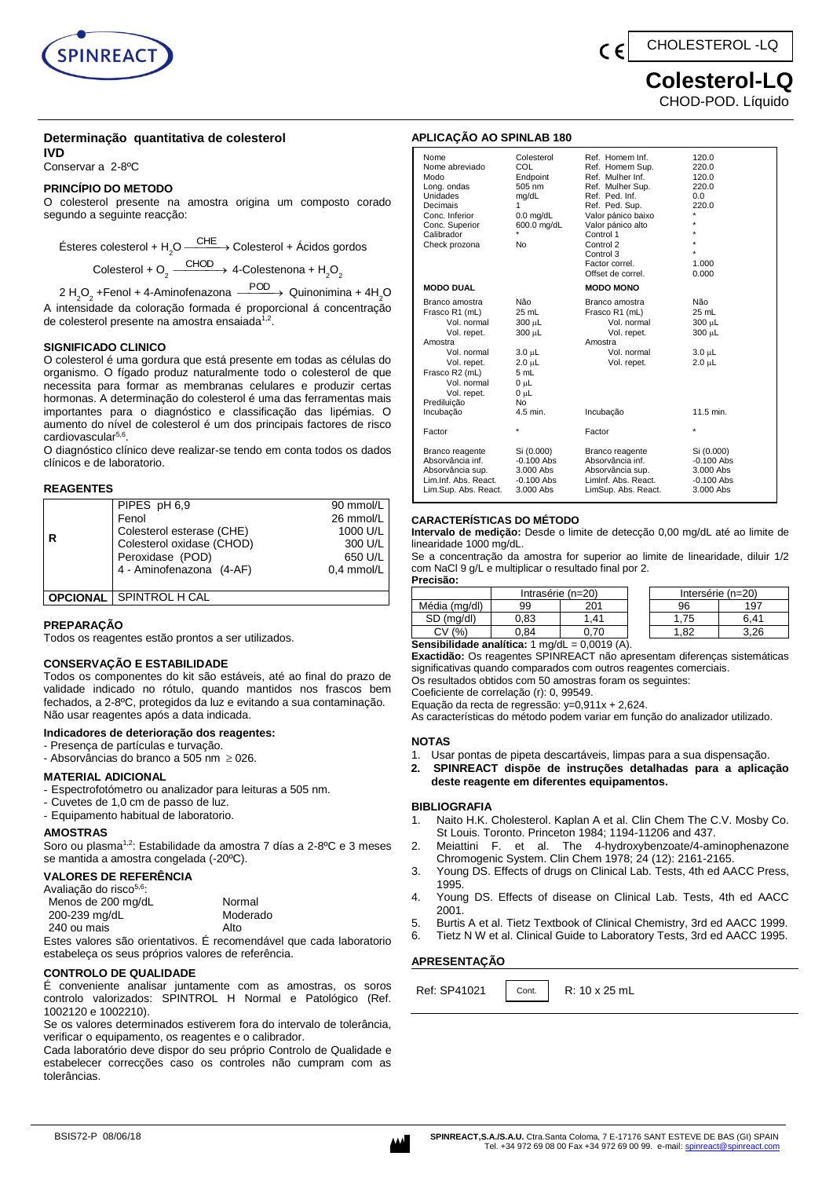CHOLESTEROL -LQ

# Colesterol-LQ

CHOD-POD. Líquido

## Determinação quantitativa de colesterol

**IVD**

Conservar a 2-8ºC

### PRINCÍPIO DO METODO

O colesterol presente na amostra origina um composto corado segundo a seguinte reacção:

$$\text{Ésteres colesterol} + H_2O \xrightarrow{CHE} \text{Colesterol} + \text{Ácidos gordos}$$

$$\text{Colesterol} + O_2 \xrightarrow{CHOD} \text{4-Colestenona} + H_2O_2$$

$$2\,H_2O_2 + \text{Fenol} + \text{4-Aminofenazona} \xrightarrow{POD} \text{Quinonimina} + 4H_2O$$

A intensidade da coloração formada é proporcional á concentração de colesterol presente na amostra ensaiada[1,2].

### SIGNIFICADO CLINICO

O colesterol é uma gordura que está presente em todas as células do organismo. O fígado produz naturalmente todo o colesterol de que necessita para formar as membranas celulares e produzir certas hormonas. A determinação do colesterol é uma das ferramentas mais importantes para o diagnóstico e classificação das lipémias. O aumento do nível de colesterol é um dos principais factores de risco cardiovascular[5,6].

O diagnóstico clínico deve realizar-se tendo em conta todos os dados clínicos e de laboratorio.

### REAGENTES

| | | |
|---|---|---|
| **R** | PIPES pH 6,9 | 90 mmol/L |
| | Fenol | 26 mmol/L |
| | Colesterol esterase (CHE) | 1000 U/L |
| | Colesterol oxidase (CHOD) | 300 U/L |
| | Peroxidase (POD) | 650 U/L |
| | 4 - Aminofenazona (4-AF) | 0,4 mmol/L |
| **OPCIONAL** | SPINTROL H CAL | |

### PREPARAÇÃO

Todos os reagentes estão prontos a ser utilizados.

### CONSERVAÇÃO E ESTABILIDADE

Todos os componentes do kit são estáveis, até ao final do prazo de validade indicado no rótulo, quando mantidos nos frascos bem fechados, a 2-8ºC, protegidos da luz e evitando a sua contaminação.
Não usar reagentes após a data indicada.

**Indicadores de deterioração dos reagentes:**

- Presença de partículas e turvação.
- Absorvâncias do branco a 505 nm ≥ 026.

### MATERIAL ADICIONAL

- Espectrofotómetro ou analizador para leituras a 505 nm.
- Cuvetes de 1,0 cm de passo de luz.
- Equipamento habitual de laboratorio.

### AMOSTRAS

Soro ou plasma[1,2]: Estabilidade da amostra 7 días a 2-8ºC e 3 meses se mantida a amostra congelada (-20ºC).

### VALORES DE REFERÊNCIA

Avaliação do risco[5,6]:

| | |
|---|---|
| Menos de 200 mg/dL | Normal |
| 200-239 mg/dL | Moderado |
| 240 ou mais | Alto |

Estes valores são orientativos. É recomendável que cada laboratorio estabeleça os seus próprios valores de referência.

### CONTROLO DE QUALIDADE

É conveniente analisar juntamente com as amostras, os soros controlo valorizados: SPINTROL H Normal e Patológico (Ref. 1002120 e 1002210).

Se os valores determinados estiverem fora do intervalo de tolerância, verificar o equipamento, os reagentes e o calibrador.

Cada laboratório deve dispor do seu próprio Controlo de Qualidade e estabelecer correcções caso os controles não cumpram com as tolerâncias.

### APLICAÇÃO AO SPINLAB 180

| | | | |
|---|---|---|---|
| Nome | Colesterol | Ref. Homem Inf. | 120.0 |
| Nome abreviado | COL | Ref. Homem Sup. | 220.0 |
| Modo | Endpoint | Ref. Mulher Inf. | 120.0 |
| Long. ondas | 505 nm | Ref. Mulher Sup. | 220.0 |
| Unidades | mg/dL | Ref. Ped. Inf. | 0.0 |
| Decimais | 1 | Ref. Ped. Sup. | 220.0 |
| Conc. Inferior | 0.0 mg/dL | Valor pânico baixo | * |
| Conc. Superior | 600.0 mg/dL | Valor pânico alto | * |
| Calibrador | * | Control 1 | * |
| Check prozona | No | Control 2 | * |
| | | Control 3 | * |
| | | Factor correl. | 1.000 |
| | | Offset de correl. | 0.000 |
| **MODO DUAL** | | **MODO MONO** | |
| Branco amostra | Não | Branco amostra | Não |
| Frasco R1 (mL) | 25 mL | Frasco R1 (mL) | 25 mL |
| Vol. normal | 300 µL | Vol. normal | 300 µL |
| Vol. repet. | 300 µL | Vol. repet. | 300 µL |
| Amostra | | Amostra | |
| Vol. normal | 3.0 µL | Vol. normal | 3.0 µL |
| Vol. repet. | 2.0 µL | Vol. repet. | 2.0 µL |
| Frasco R2 (mL) | 5 mL | | |
| Vol. normal | 0 µL | | |
| Vol. repet. | 0 µL | | |
| Prediluição | No | | |
| Incubação | 4.5 min. | Incubação | 11.5 min. |
| Factor | * | Factor | * |
| Branco reagente | Si (0.000) | Branco reagente | Si (0.000) |
| Absorvância inf. | -0.100 Abs | Absorvância inf. | -0.100 Abs |
| Absorvância sup. | 3.000 Abs | Absorvância sup. | 3.000 Abs |
| Lim.Inf. Abs. React. | -0.100 Abs | LimInf. Abs. React. | -0.100 Abs |
| Lim.Sup. Abs. React. | 3.000 Abs | LimSup. Abs. React. | 3.000 Abs |

### CARACTERÍSTICAS DO MÉTODO

**Intervalo de medição:** Desde o limite de detecção 0,00 mg/dL até ao limite de linearidade 1000 mg/dL.

Se a concentração da amostra for superior ao limite de linearidade, diluir 1/2 com NaCl 9 g/L e multiplicar o resultado final por 2.

**Precisão:**

| | Intrasérie (n=20) | | Intersérie (n=20) | |
|---|---|---|---|---|
| Média (mg/dl) | 99 | 201 | 96 | 197 |
| SD (mg/dl) | 0,83 | 1,41 | 1,75 | 6,41 |
| CV (%) | 0,84 | 0,70 | 1,82 | 3,26 |

**Sensibilidade analítica:** 1 mg/dL = 0,0019 (A).

**Exactidão:** Os reagentes SPINREACT não apresentam diferenças sistemáticas significativas quando comparados com outros reagentes comerciais.

Os resultados obtidos com 50 amostras foram os seguintes:

Coeficiente de correlação (r): 0, 99549.

Equação da recta de regressão: y=0,911x + 2,624.

As características do método podem variar em função do analizador utilizado.

### NOTAS

1. Usar pontas de pipeta descartáveis, limpas para a sua dispensação.
2. **SPINREACT dispõe de instruções detalhadas para a aplicação deste reagente em diferentes equipamentos.**

### BIBLIOGRAFIA

1. Naito H.K. Cholesterol. Kaplan A et al. Clin Chem The C.V. Mosby Co. St Louis. Toronto. Princeton 1984; 1194-11206 and 437.
2. Meiattini F. et al. The 4-hydroxybenzoate/4-aminophenazone Chromogenic System. Clin Chem 1978; 24 (12): 2161-2165.
3. Young DS. Effects of drugs on Clinical Lab. Tests, 4th ed AACC Press, 1995.
4. Young DS. Effects of disease on Clinical Lab. Tests, 4th ed AACC 2001.
5. Burtis A et al. Tietz Textbook of Clinical Chemistry, 3rd ed AACC 1999.
6. Tietz N W et al. Clinical Guide to Laboratory Tests, 3rd ed AACC 1995.

### APRESENTAÇÃO

Ref: SP41021 | Cont. | R: 10 x 25 mL

BSIS72-P 08/06/18

**SPINREACT,S.A./S.A.U.** Ctra.Santa Coloma, 7 E-17176 SANT ESTEVE DE BAS (GI) SPAIN
Tel. +34 972 69 08 00 Fax +34 972 69 00 99. e-mail: spinreact@spinreact.com